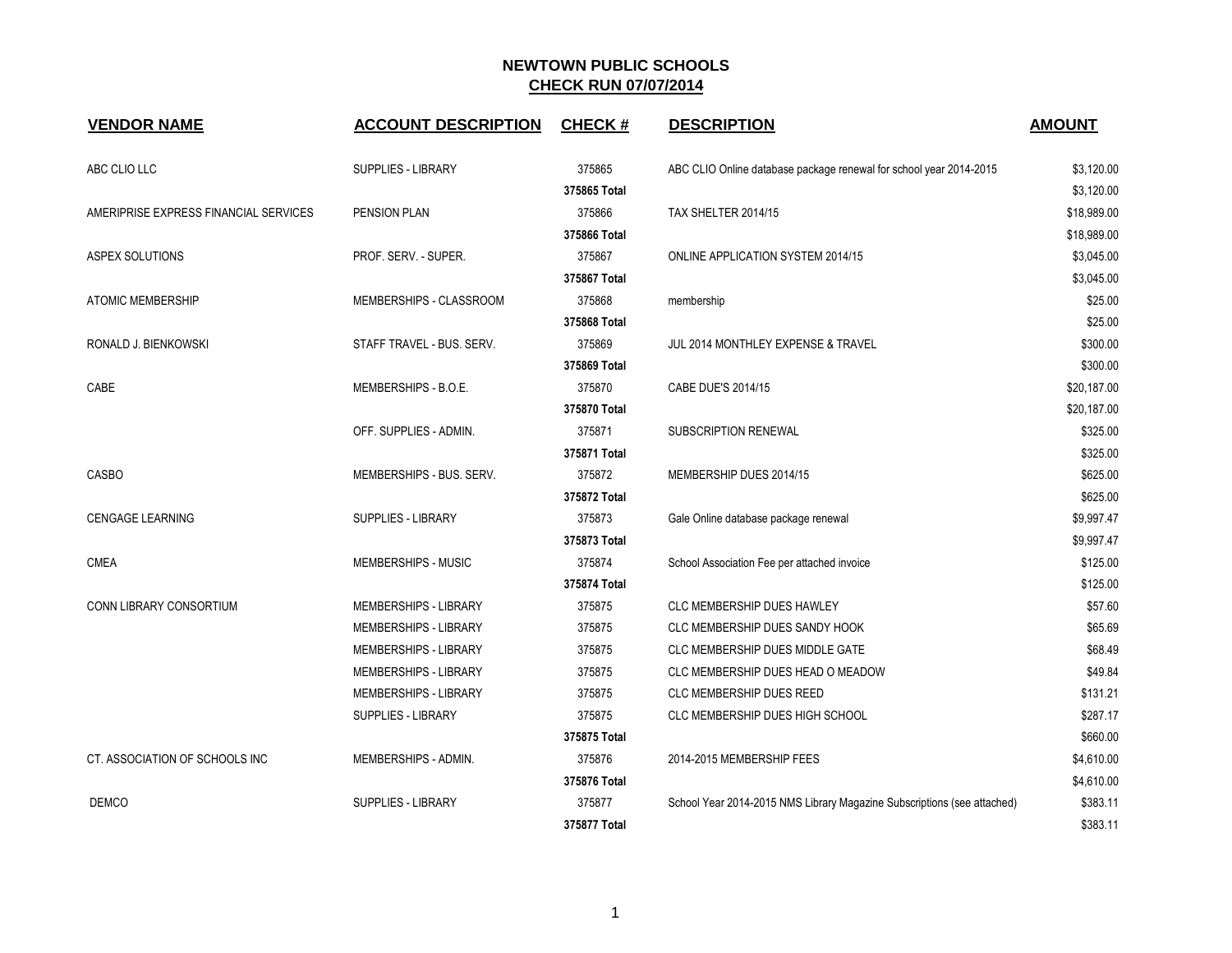# NEWTOWN PUBLIC SCHOOLS

## CHECK RUN 07/07/2014

| VENDOR NAME | ACCOUNT DESCRIPTION | CHECK # | DESCRIPTION | AMOUNT |
|---|---|---|---|---|
| ABC CLIO LLC | SUPPLIES - LIBRARY | 375865 | ABC CLIO Online database package renewal for school year 2014-2015 | $3,120.00 |
| | | **375865 Total** | | $3,120.00 |
| AMERIPRISE EXPRESS FINANCIAL SERVICES | PENSION PLAN | 375866 | TAX SHELTER 2014/15 | $18,989.00 |
| | | **375866 Total** | | $18,989.00 |
| ASPEX SOLUTIONS | PROF. SERV. - SUPER. | 375867 | ONLINE APPLICATION SYSTEM 2014/15 | $3,045.00 |
| | | **375867 Total** | | $3,045.00 |
| ATOMIC MEMBERSHIP | MEMBERSHIPS - CLASSROOM | 375868 | membership | $25.00 |
| | | **375868 Total** | | $25.00 |
| RONALD J. BIENKOWSKI | STAFF TRAVEL - BUS. SERV. | 375869 | JUL 2014 MONTHLEY EXPENSE & TRAVEL | $300.00 |
| | | **375869 Total** | | $300.00 |
| CABE | MEMBERSHIPS - B.O.E. | 375870 | CABE DUE'S 2014/15 | $20,187.00 |
| | | **375870 Total** | | $20,187.00 |
| | OFF. SUPPLIES - ADMIN. | 375871 | SUBSCRIPTION RENEWAL | $325.00 |
| | | **375871 Total** | | $325.00 |
| CASBO | MEMBERSHIPS - BUS. SERV. | 375872 | MEMBERSHIP DUES 2014/15 | $625.00 |
| | | **375872 Total** | | $625.00 |
| CENGAGE LEARNING | SUPPLIES - LIBRARY | 375873 | Gale Online database package renewal | $9,997.47 |
| | | **375873 Total** | | $9,997.47 |
| CMEA | MEMBERSHIPS - MUSIC | 375874 | School Association Fee per attached invoice | $125.00 |
| | | **375874 Total** | | $125.00 |
| CONN LIBRARY CONSORTIUM | MEMBERSHIPS - LIBRARY | 375875 | CLC MEMBERSHIP DUES HAWLEY | $57.60 |
| | MEMBERSHIPS - LIBRARY | 375875 | CLC MEMBERSHIP DUES SANDY HOOK | $65.69 |
| | MEMBERSHIPS - LIBRARY | 375875 | CLC MEMBERSHIP DUES MIDDLE GATE | $68.49 |
| | MEMBERSHIPS - LIBRARY | 375875 | CLC MEMBERSHIP DUES HEAD O MEADOW | $49.84 |
| | MEMBERSHIPS - LIBRARY | 375875 | CLC MEMBERSHIP DUES REED | $131.21 |
| | SUPPLIES - LIBRARY | 375875 | CLC MEMBERSHIP DUES HIGH SCHOOL | $287.17 |
| | | **375875 Total** | | $660.00 |
| CT. ASSOCIATION OF SCHOOLS INC | MEMBERSHIPS - ADMIN. | 375876 | 2014-2015 MEMBERSHIP FEES | $4,610.00 |
| | | **375876 Total** | | $4,610.00 |
| DEMCO | SUPPLIES - LIBRARY | 375877 | School Year 2014-2015 NMS Library Magazine Subscriptions (see attached) | $383.11 |
| | | **375877 Total** | | $383.11 |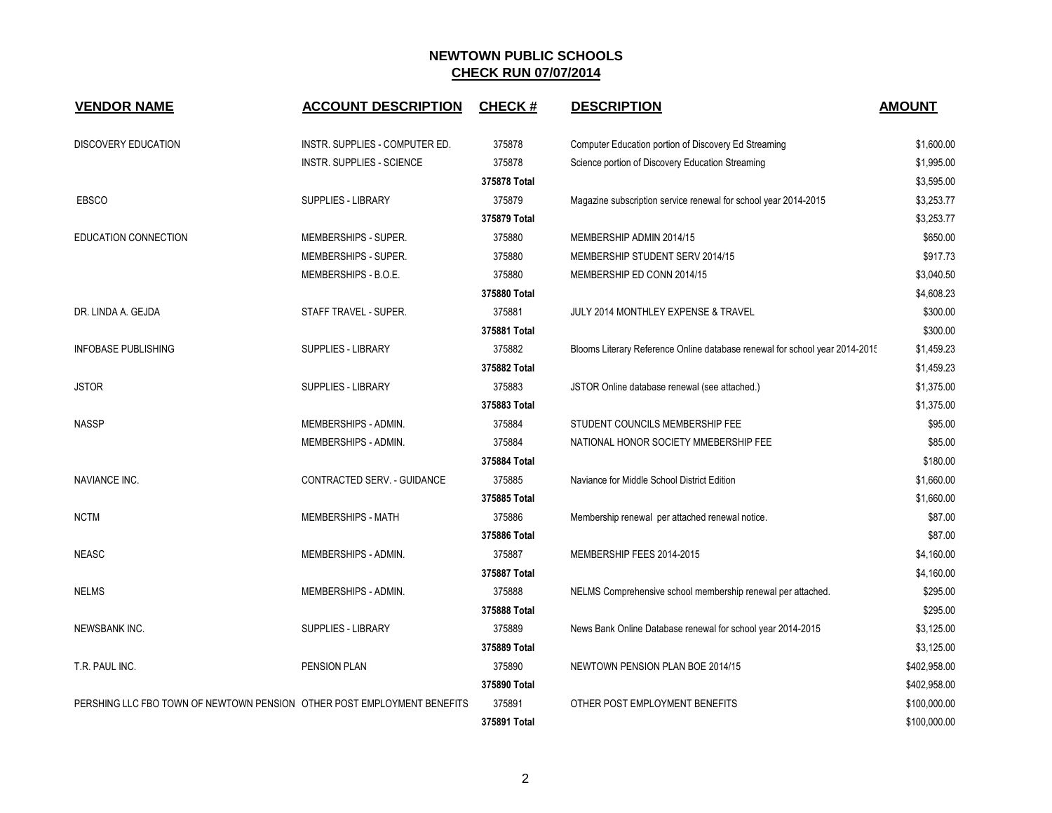# NEWTOWN PUBLIC SCHOOLS

## CHECK RUN 07/07/2014

| VENDOR NAME | ACCOUNT DESCRIPTION | CHECK # | DESCRIPTION | AMOUNT |
|---|---|---|---|---|
| DISCOVERY EDUCATION | INSTR. SUPPLIES - COMPUTER ED. | 375878 | Computer Education portion of Discovery Ed Streaming | $1,600.00 |
| | INSTR. SUPPLIES - SCIENCE | 375878 | Science portion of Discovery Education Streaming | $1,995.00 |
| | | 375878 Total | | $3,595.00 |
| EBSCO | SUPPLIES - LIBRARY | 375879 | Magazine subscription service renewal for school year 2014-2015 | $3,253.77 |
| | | 375879 Total | | $3,253.77 |
| EDUCATION CONNECTION | MEMBERSHIPS - SUPER. | 375880 | MEMBERSHIP ADMIN 2014/15 | $650.00 |
| | MEMBERSHIPS - SUPER. | 375880 | MEMBERSHIP STUDENT SERV 2014/15 | $917.73 |
| | MEMBERSHIPS - B.O.E. | 375880 | MEMBERSHIP ED CONN 2014/15 | $3,040.50 |
| | | 375880 Total | | $4,608.23 |
| DR. LINDA A. GEJDA | STAFF TRAVEL - SUPER. | 375881 | JULY 2014 MONTHLEY EXPENSE & TRAVEL | $300.00 |
| | | 375881 Total | | $300.00 |
| INFOBASE PUBLISHING | SUPPLIES - LIBRARY | 375882 | Blooms Literary Reference Online database renewal for school year 2014-2015 | $1,459.23 |
| | | 375882 Total | | $1,459.23 |
| JSTOR | SUPPLIES - LIBRARY | 375883 | JSTOR Online database renewal (see attached.) | $1,375.00 |
| | | 375883 Total | | $1,375.00 |
| NASSP | MEMBERSHIPS - ADMIN. | 375884 | STUDENT COUNCILS MEMBERSHIP FEE | $95.00 |
| | MEMBERSHIPS - ADMIN. | 375884 | NATIONAL HONOR SOCIETY MMEBERSHIP FEE | $85.00 |
| | | 375884 Total | | $180.00 |
| NAVIANCE INC. | CONTRACTED SERV. - GUIDANCE | 375885 | Naviance for Middle School District Edition | $1,660.00 |
| | | 375885 Total | | $1,660.00 |
| NCTM | MEMBERSHIPS - MATH | 375886 | Membership renewal per attached renewal notice. | $87.00 |
| | | 375886 Total | | $87.00 |
| NEASC | MEMBERSHIPS - ADMIN. | 375887 | MEMBERSHIP FEES 2014-2015 | $4,160.00 |
| | | 375887 Total | | $4,160.00 |
| NELMS | MEMBERSHIPS - ADMIN. | 375888 | NELMS Comprehensive school membership renewal per attached. | $295.00 |
| | | 375888 Total | | $295.00 |
| NEWSBANK INC. | SUPPLIES - LIBRARY | 375889 | News Bank Online Database renewal for school year 2014-2015 | $3,125.00 |
| | | 375889 Total | | $3,125.00 |
| T.R. PAUL INC. | PENSION PLAN | 375890 | NEWTOWN PENSION PLAN BOE 2014/15 | $402,958.00 |
| | | 375890 Total | | $402,958.00 |
| PERSHING LLC FBO TOWN OF NEWTOWN PENSION | OTHER POST EMPLOYMENT BENEFITS | 375891 | OTHER POST EMPLOYMENT BENEFITS | $100,000.00 |
| | | 375891 Total | | $100,000.00 |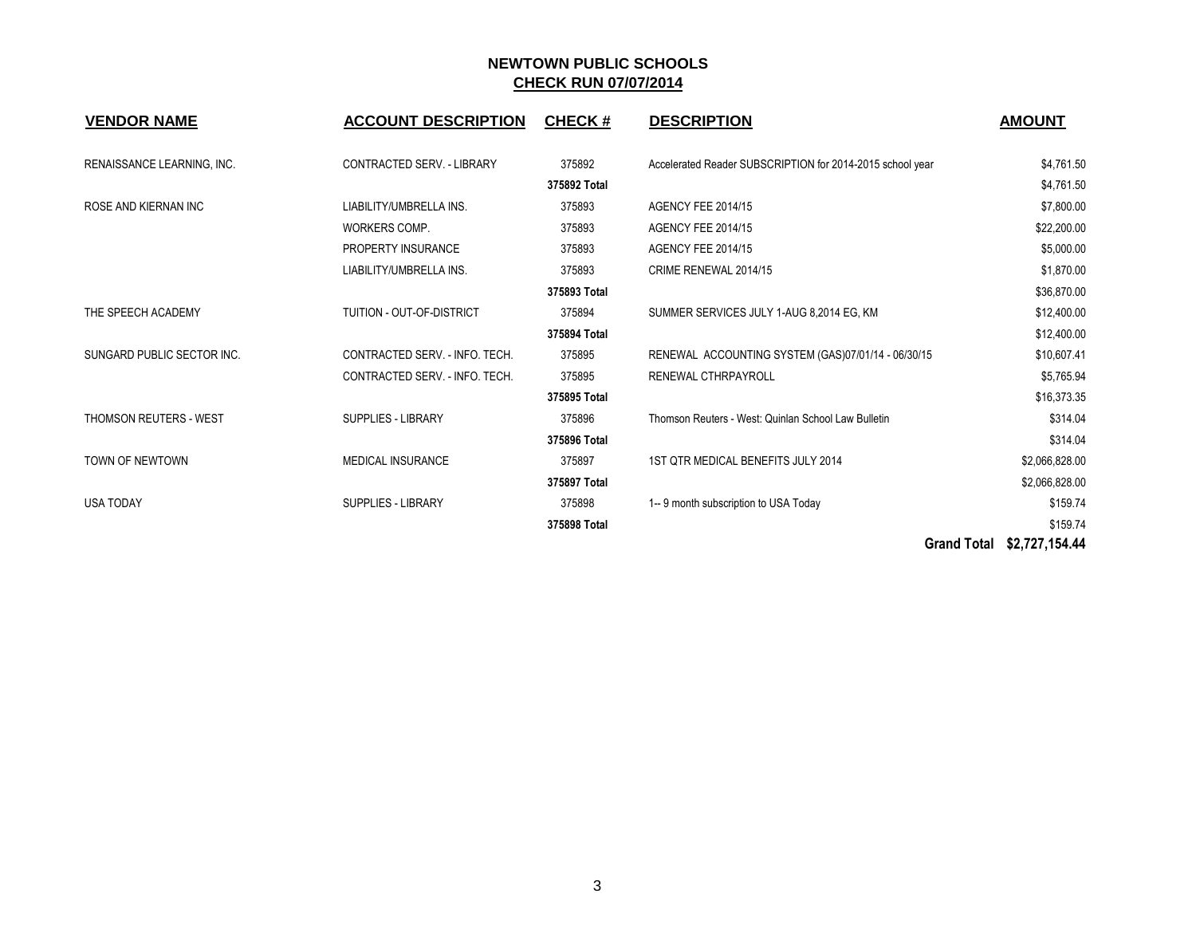**NEWTOWN PUBLIC SCHOOLS**
**CHECK RUN 07/07/2014**

| VENDOR NAME | ACCOUNT DESCRIPTION | CHECK # | DESCRIPTION | AMOUNT |
|---|---|---|---|---|
| RENAISSANCE LEARNING, INC. | CONTRACTED SERV. - LIBRARY | 375892 | Accelerated Reader SUBSCRIPTION for 2014-2015 school year | $4,761.50 |
| | | **375892 Total** | | $4,761.50 |
| ROSE AND KIERNAN INC | LIABILITY/UMBRELLA INS. | 375893 | AGENCY FEE 2014/15 | $7,800.00 |
| | WORKERS COMP. | 375893 | AGENCY FEE 2014/15 | $22,200.00 |
| | PROPERTY INSURANCE | 375893 | AGENCY FEE 2014/15 | $5,000.00 |
| | LIABILITY/UMBRELLA INS. | 375893 | CRIME RENEWAL 2014/15 | $1,870.00 |
| | | **375893 Total** | | $36,870.00 |
| THE SPEECH ACADEMY | TUITION - OUT-OF-DISTRICT | 375894 | SUMMER SERVICES JULY 1-AUG 8,2014 EG, KM | $12,400.00 |
| | | **375894 Total** | | $12,400.00 |
| SUNGARD PUBLIC SECTOR INC. | CONTRACTED SERV. - INFO. TECH. | 375895 | RENEWAL ACCOUNTING SYSTEM (GAS)07/01/14 - 06/30/15 | $10,607.41 |
| | CONTRACTED SERV. - INFO. TECH. | 375895 | RENEWAL CTHRPAYROLL | $5,765.94 |
| | | **375895 Total** | | $16,373.35 |
| THOMSON REUTERS - WEST | SUPPLIES - LIBRARY | 375896 | Thomson Reuters - West: Quinlan School Law Bulletin | $314.04 |
| | | **375896 Total** | | $314.04 |
| TOWN OF NEWTOWN | MEDICAL INSURANCE | 375897 | 1ST QTR MEDICAL BENEFITS JULY 2014 | $2,066,828.00 |
| | | **375897 Total** | | $2,066,828.00 |
| USA TODAY | SUPPLIES - LIBRARY | 375898 | 1-- 9 month subscription to USA Today | $159.74 |
| | | **375898 Total** | | $159.74 |
| | | | **Grand Total** | **$2,727,154.44** |